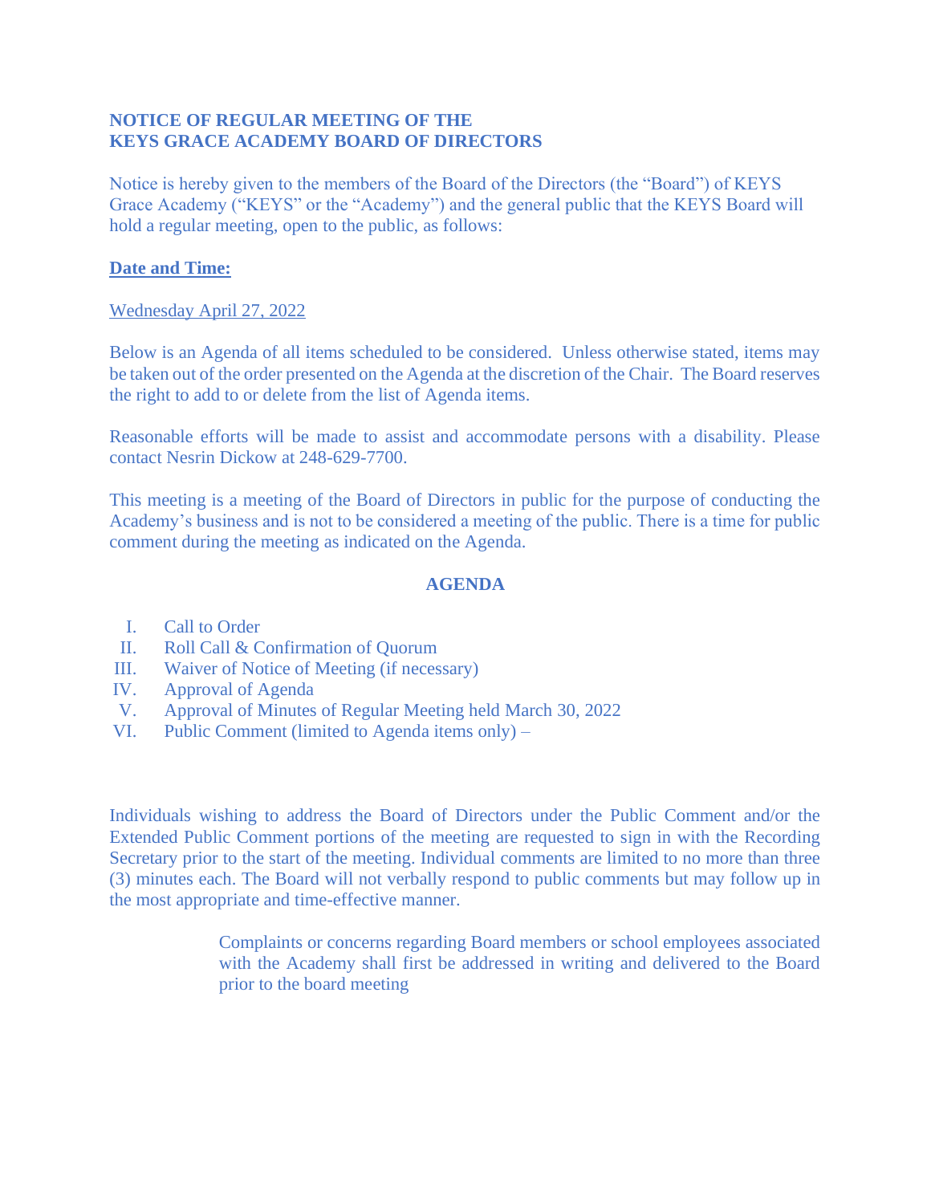**NOTICE OF REGULAR MEETING OF THE**
**KEYS GRACE ACADEMY BOARD OF DIRECTORS**

Notice is hereby given to the members of the Board of the Directors (the "Board") of KEYS Grace Academy ("KEYS" or the "Academy") and the general public that the KEYS Board will hold a regular meeting, open to the public, as follows:

**Date and Time:**

Wednesday April 27, 2022

Below is an Agenda of all items scheduled to be considered. Unless otherwise stated, items may be taken out of the order presented on the Agenda at the discretion of the Chair. The Board reserves the right to add to or delete from the list of Agenda items.

Reasonable efforts will be made to assist and accommodate persons with a disability. Please contact Nesrin Dickow at 248-629-7700.

This meeting is a meeting of the Board of Directors in public for the purpose of conducting the Academy's business and is not to be considered a meeting of the public. There is a time for public comment during the meeting as indicated on the Agenda.

## AGENDA

- I. Call to Order
- II. Roll Call & Confirmation of Quorum
- III. Waiver of Notice of Meeting (if necessary)
- IV. Approval of Agenda
- V. Approval of Minutes of Regular Meeting held March 30, 2022
- VI. Public Comment (limited to Agenda items only) –

Individuals wishing to address the Board of Directors under the Public Comment and/or the Extended Public Comment portions of the meeting are requested to sign in with the Recording Secretary prior to the start of the meeting. Individual comments are limited to no more than three (3) minutes each. The Board will not verbally respond to public comments but may follow up in the most appropriate and time-effective manner.

> Complaints or concerns regarding Board members or school employees associated with the Academy shall first be addressed in writing and delivered to the Board prior to the board meeting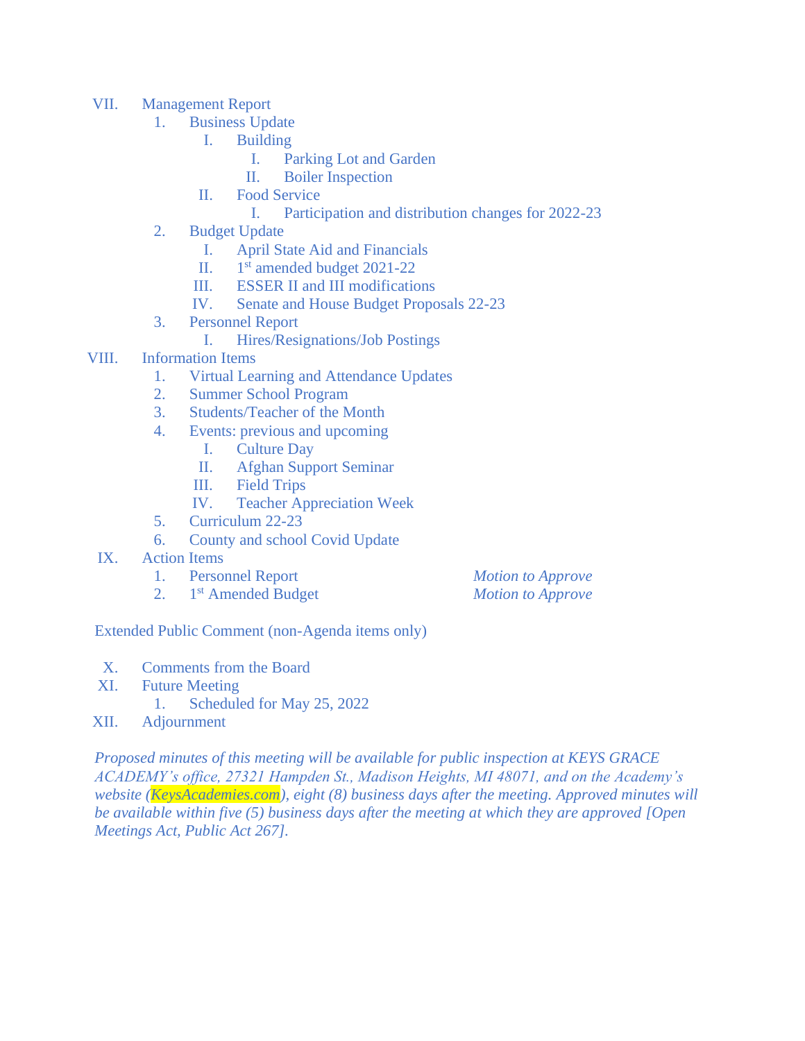VII. Management Report
   1. Business Update
      I. Building
         I. Parking Lot and Garden
         II. Boiler Inspection
      II. Food Service
         I. Participation and distribution changes for 2022-23
   2. Budget Update
      I. April State Aid and Financials
      II. 1st amended budget 2021-22
      III. ESSER II and III modifications
      IV. Senate and House Budget Proposals 22-23
   3. Personnel Report
      I. Hires/Resignations/Job Postings

VIII. Information Items
   1. Virtual Learning and Attendance Updates
   2. Summer School Program
   3. Students/Teacher of the Month
   4. Events: previous and upcoming
      I. Culture Day
      II. Afghan Support Seminar
      III. Field Trips
      IV. Teacher Appreciation Week
   5. Curriculum 22-23
   6. County and school Covid Update

IX. Action Items
   1. Personnel Report — *Motion to Approve*
   2. 1st Amended Budget — *Motion to Approve*

Extended Public Comment (non-Agenda items only)

X. Comments from the Board

XI. Future Meeting
   1. Scheduled for May 25, 2022

XII. Adjournment

*Proposed minutes of this meeting will be available for public inspection at KEYS GRACE ACADEMY's office, 27321 Hampden St., Madison Heights, MI 48071, and on the Academy's website (KeysAcademies.com), eight (8) business days after the meeting. Approved minutes will be available within five (5) business days after the meeting at which they are approved [Open Meetings Act, Public Act 267].*